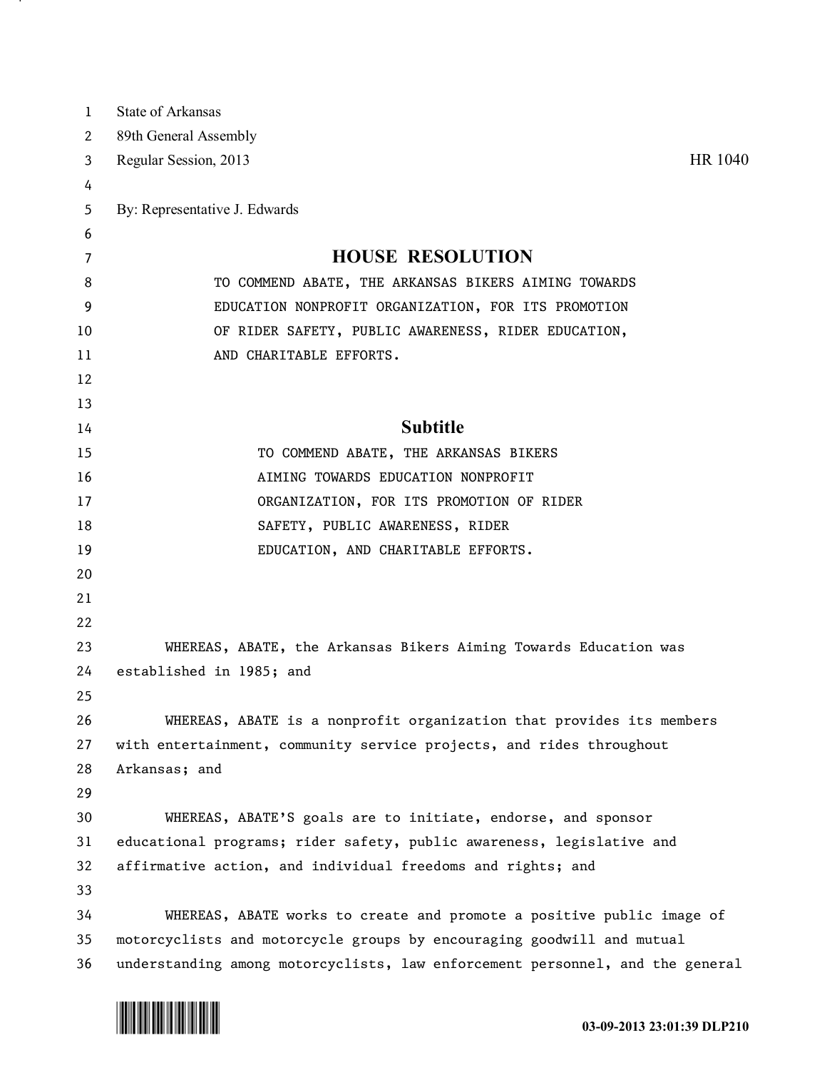State of Arkansas
89th General Assembly
Regular Session, 2013 HR 1040

By: Representative J. Edwards

# HOUSE RESOLUTION

TO COMMEND ABATE, THE ARKANSAS BIKERS AIMING TOWARDS EDUCATION NONPROFIT ORGANIZATION, FOR ITS PROMOTION OF RIDER SAFETY, PUBLIC AWARENESS, RIDER EDUCATION, AND CHARITABLE EFFORTS.

## Subtitle

TO COMMEND ABATE, THE ARKANSAS BIKERS AIMING TOWARDS EDUCATION NONPROFIT ORGANIZATION, FOR ITS PROMOTION OF RIDER SAFETY, PUBLIC AWARENESS, RIDER EDUCATION, AND CHARITABLE EFFORTS.

WHEREAS, ABATE, the Arkansas Bikers Aiming Towards Education was established in 1985; and

WHEREAS, ABATE is a nonprofit organization that provides its members with entertainment, community service projects, and rides throughout Arkansas; and

WHEREAS, ABATE'S goals are to initiate, endorse, and sponsor educational programs; rider safety, public awareness, legislative and affirmative action, and individual freedoms and rights; and

WHEREAS, ABATE works to create and promote a positive public image of motorcyclists and motorcycle groups by encouraging goodwill and mutual understanding among motorcyclists, law enforcement personnel, and the general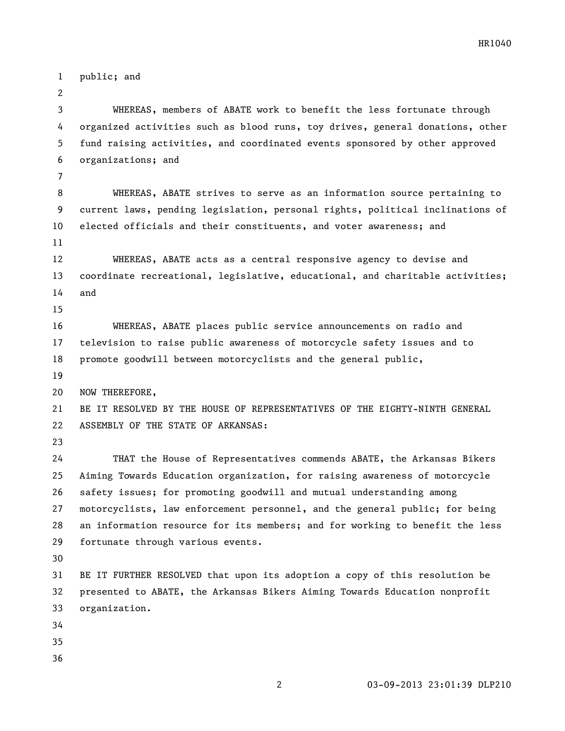public; and

WHEREAS, members of ABATE work to benefit the less fortunate through organized activities such as blood runs, toy drives, general donations, other fund raising activities, and coordinated events sponsored by other approved organizations; and

WHEREAS, ABATE strives to serve as an information source pertaining to current laws, pending legislation, personal rights, political inclinations of elected officials and their constituents, and voter awareness; and

WHEREAS, ABATE acts as a central responsive agency to devise and coordinate recreational, legislative, educational, and charitable activities; and

WHEREAS, ABATE places public service announcements on radio and television to raise public awareness of motorcycle safety issues and to promote goodwill between motorcyclists and the general public,

NOW THEREFORE,
BE IT RESOLVED BY THE HOUSE OF REPRESENTATIVES OF THE EIGHTY-NINTH GENERAL ASSEMBLY OF THE STATE OF ARKANSAS:

THAT the House of Representatives commends ABATE, the Arkansas Bikers Aiming Towards Education organization, for raising awareness of motorcycle safety issues; for promoting goodwill and mutual understanding among motorcyclists, law enforcement personnel, and the general public; for being an information resource for its members; and for working to benefit the less fortunate through various events.

BE IT FURTHER RESOLVED that upon its adoption a copy of this resolution be presented to ABATE, the Arkansas Bikers Aiming Towards Education nonprofit organization.